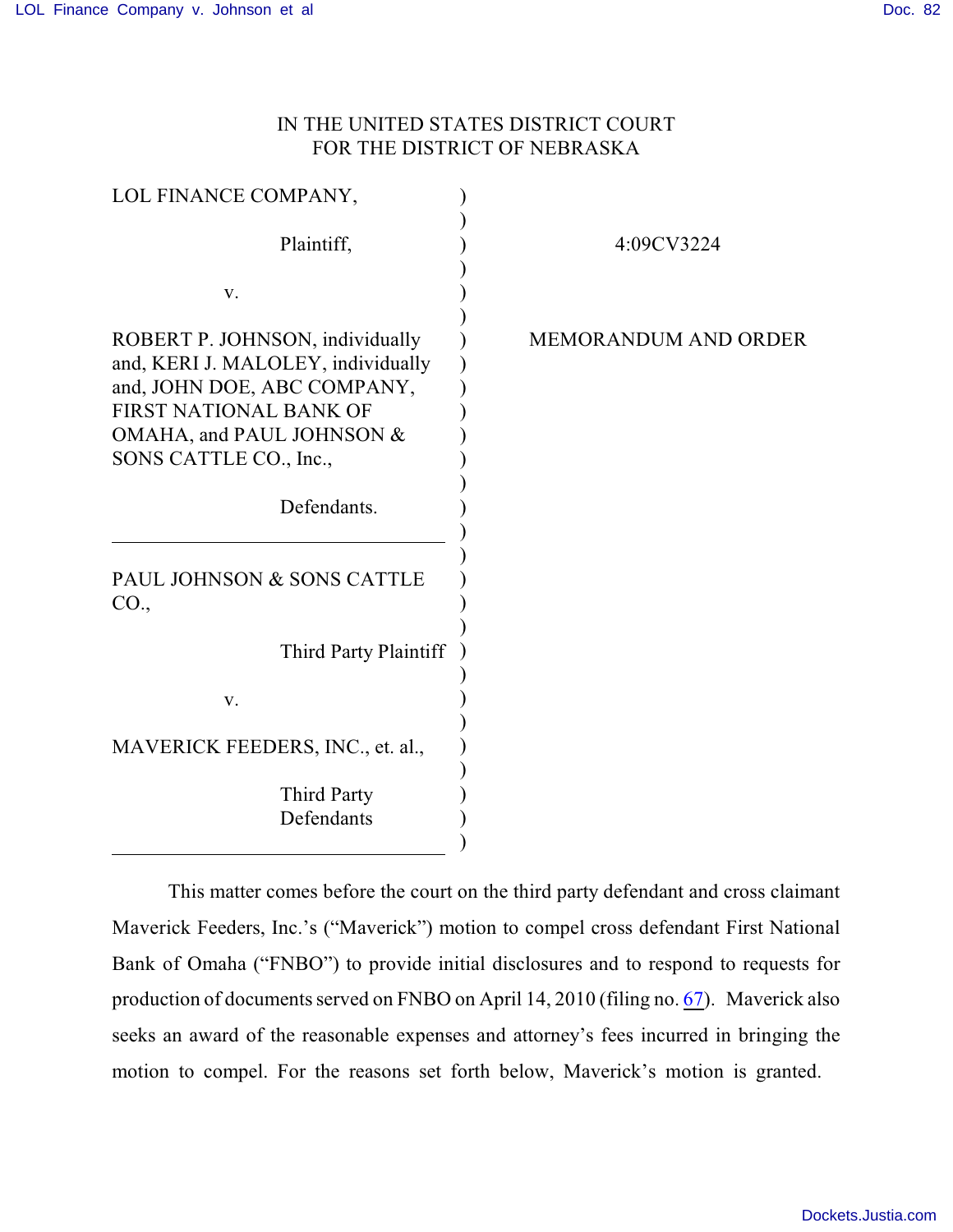IN THE UNITED STATES DISTRICT COURT
FOR THE DISTRICT OF NEBRASKA

| | | |
|---|---|---|
| LOL FINANCE COMPANY,<br><br>Plaintiff,<br><br>v.<br><br>ROBERT P. JOHNSON, individually and, KERI J. MALOLEY, individually and, JOHN DOE, ABC COMPANY, FIRST NATIONAL BANK OF OMAHA, and PAUL JOHNSON & SONS CATTLE CO., Inc.,<br><br>Defendants. | ) | 4:09CV3224<br><br>MEMORANDUM AND ORDER |
| PAUL JOHNSON & SONS CATTLE CO.,<br><br>Third Party Plaintiff<br><br>v.<br><br>MAVERICK FEEDERS, INC., et. al.,<br><br>Third Party Defendants | ) | |

This matter comes before the court on the third party defendant and cross claimant Maverick Feeders, Inc.'s ("Maverick") motion to compel cross defendant First National Bank of Omaha ("FNBO") to provide initial disclosures and to respond to requests for production of documents served on FNBO on April 14, 2010 (filing no. 67). Maverick also seeks an award of the reasonable expenses and attorney's fees incurred in bringing the motion to compel. For the reasons set forth below, Maverick's motion is granted.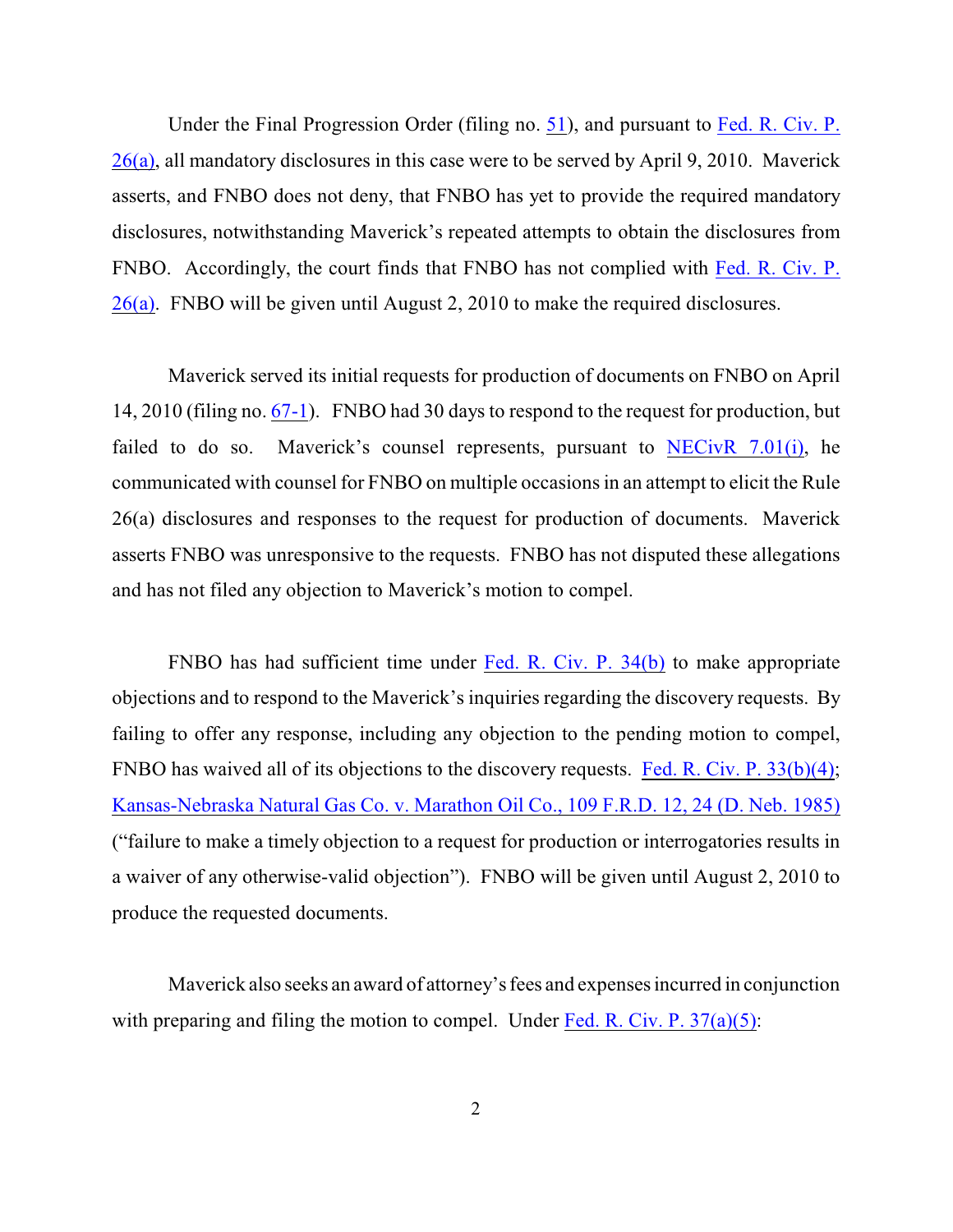Under the Final Progression Order (filing no. 51), and pursuant to Fed. R. Civ. P. 26(a), all mandatory disclosures in this case were to be served by April 9, 2010. Maverick asserts, and FNBO does not deny, that FNBO has yet to provide the required mandatory disclosures, notwithstanding Maverick's repeated attempts to obtain the disclosures from FNBO. Accordingly, the court finds that FNBO has not complied with Fed. R. Civ. P. 26(a). FNBO will be given until August 2, 2010 to make the required disclosures.

Maverick served its initial requests for production of documents on FNBO on April 14, 2010 (filing no. 67-1). FNBO had 30 days to respond to the request for production, but failed to do so. Maverick's counsel represents, pursuant to NECivR 7.01(i), he communicated with counsel for FNBO on multiple occasions in an attempt to elicit the Rule 26(a) disclosures and responses to the request for production of documents. Maverick asserts FNBO was unresponsive to the requests. FNBO has not disputed these allegations and has not filed any objection to Maverick's motion to compel.

FNBO has had sufficient time under Fed. R. Civ. P. 34(b) to make appropriate objections and to respond to the Maverick's inquiries regarding the discovery requests. By failing to offer any response, including any objection to the pending motion to compel, FNBO has waived all of its objections to the discovery requests. Fed. R. Civ. P. 33(b)(4); Kansas-Nebraska Natural Gas Co. v. Marathon Oil Co., 109 F.R.D. 12, 24 (D. Neb. 1985) ("failure to make a timely objection to a request for production or interrogatories results in a waiver of any otherwise-valid objection"). FNBO will be given until August 2, 2010 to produce the requested documents.

Maverick also seeks an award of attorney's fees and expenses incurred in conjunction with preparing and filing the motion to compel. Under Fed. R. Civ. P. 37(a)(5):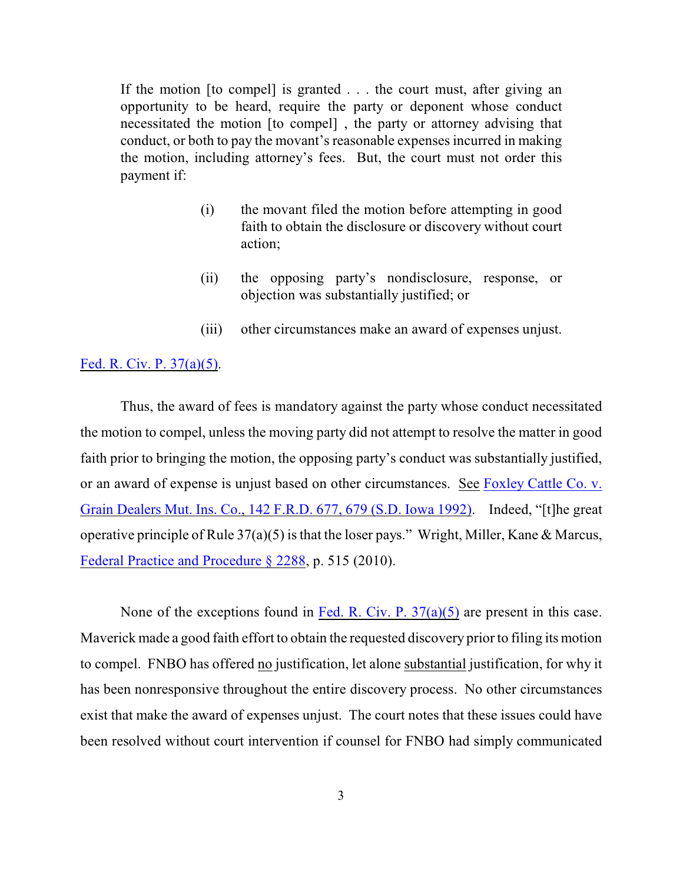> If the motion [to compel] is granted . . . the court must, after giving an opportunity to be heard, require the party or deponent whose conduct necessitated the motion [to compel] , the party or attorney advising that conduct, or both to pay the movant's reasonable expenses incurred in making the motion, including attorney's fees. But, the court must not order this payment if:
>
> (i) the movant filed the motion before attempting in good faith to obtain the disclosure or discovery without court action;
>
> (ii) the opposing party's nondisclosure, response, or objection was substantially justified; or
>
> (iii) other circumstances make an award of expenses unjust.

Fed. R. Civ. P. 37(a)(5).

Thus, the award of fees is mandatory against the party whose conduct necessitated the motion to compel, unless the moving party did not attempt to resolve the matter in good faith prior to bringing the motion, the opposing party's conduct was substantially justified, or an award of expense is unjust based on other circumstances. See Foxley Cattle Co. v. Grain Dealers Mut. Ins. Co., 142 F.R.D. 677, 679 (S.D. Iowa 1992). Indeed, "[t]he great operative principle of Rule 37(a)(5) is that the loser pays." Wright, Miller, Kane & Marcus, Federal Practice and Procedure § 2288, p. 515 (2010).

None of the exceptions found in Fed. R. Civ. P. 37(a)(5) are present in this case. Maverick made a good faith effort to obtain the requested discovery prior to filing its motion to compel. FNBO has offered no justification, let alone substantial justification, for why it has been nonresponsive throughout the entire discovery process. No other circumstances exist that make the award of expenses unjust. The court notes that these issues could have been resolved without court intervention if counsel for FNBO had simply communicated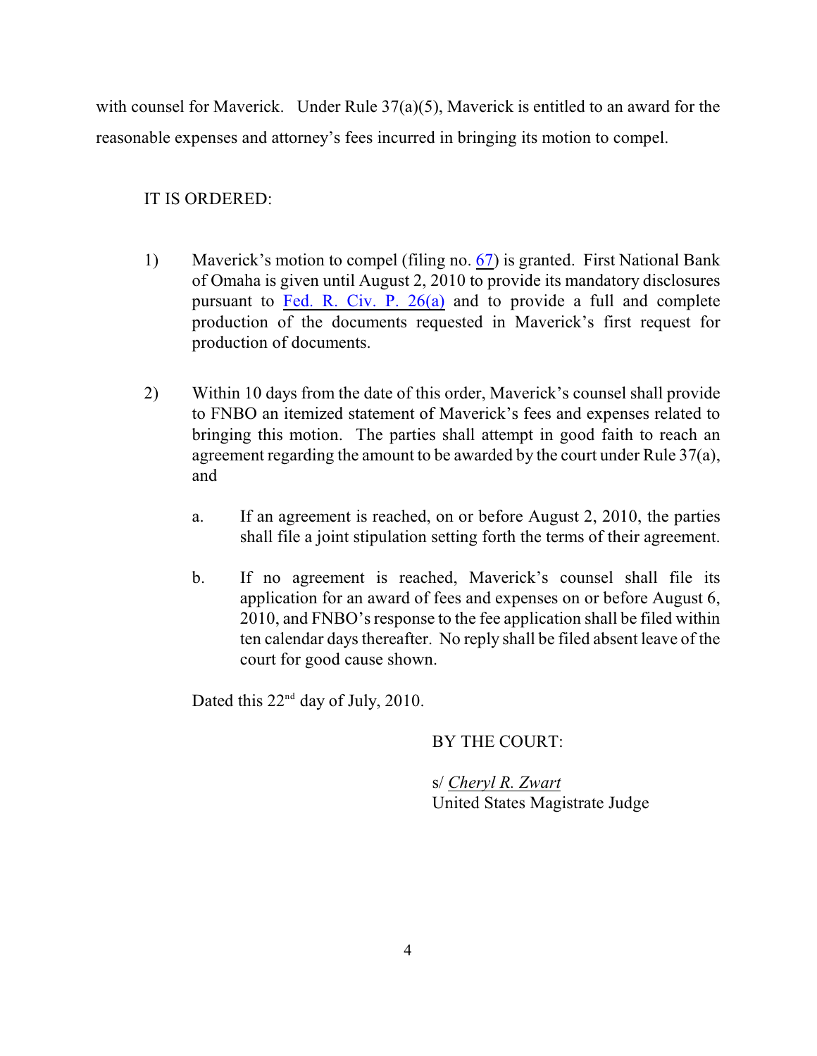with counsel for Maverick. Under Rule 37(a)(5), Maverick is entitled to an award for the reasonable expenses and attorney's fees incurred in bringing its motion to compel.

IT IS ORDERED:

1) Maverick's motion to compel (filing no. 67) is granted. First National Bank of Omaha is given until August 2, 2010 to provide its mandatory disclosures pursuant to Fed. R. Civ. P. 26(a) and to provide a full and complete production of the documents requested in Maverick's first request for production of documents.

2) Within 10 days from the date of this order, Maverick's counsel shall provide to FNBO an itemized statement of Maverick's fees and expenses related to bringing this motion. The parties shall attempt in good faith to reach an agreement regarding the amount to be awarded by the court under Rule 37(a), and

   a. If an agreement is reached, on or before August 2, 2010, the parties shall file a joint stipulation setting forth the terms of their agreement.

   b. If no agreement is reached, Maverick's counsel shall file its application for an award of fees and expenses on or before August 6, 2010, and FNBO's response to the fee application shall be filed within ten calendar days thereafter. No reply shall be filed absent leave of the court for good cause shown.

Dated this 22nd day of July, 2010.

BY THE COURT:

s/ *Cheryl R. Zwart*
United States Magistrate Judge